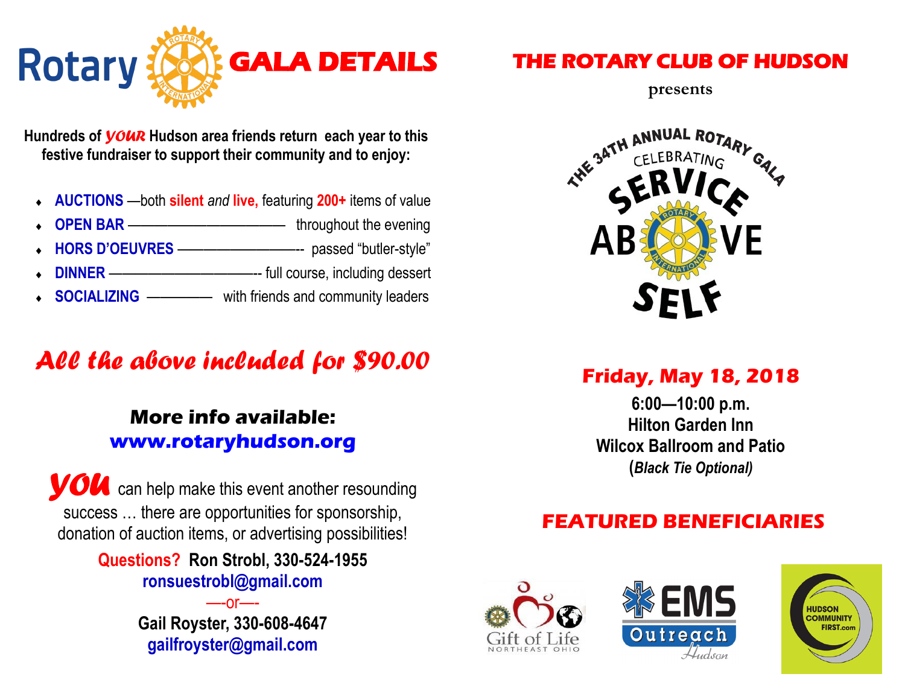# Rotary GALA DETAILS

**Hundreds of *YOUR* Hudson area friends return each year to this festive fundraiser to support their community and to enjoy:**

- **AUCTIONS** —both **silent** *and* **live,** featuring **200+** items of value
- **OPEN BAR** ———————————— throughout the evening
- **HORS D'OEUVRES** ——————————-- passed "butler-style"
- **DINNER** ——————————-- full course, including dessert
- **SOCIALIZING** ————— with friends and community leaders

## *All the above included for $90.00*

**More info available:**
**www.rotaryhudson.org**

***YOU*** can help make this event another resounding success … there are opportunities for sponsorship, donation of auction items, or advertising possibilities!

**Questions? Ron Strobl, 330-524-1955**
**ronsuestrobl@gmail.com**
—-or—-
**Gail Royster, 330-608-4647**
**gailfroyster@gmail.com**

# THE ROTARY CLUB OF HUDSON

presents

THE 34TH ANNUAL ROTARY GALA
CELEBRATING
SERVICE ABOVE SELF

## Friday, May 18, 2018

**6:00—10:00 p.m.**
**Hilton Garden Inn**
**Wilcox Ballroom and Patio**
**(*Black Tie Optional)***

## FEATURED BENEFICIARIES

Gift of Life NORTHEAST OHIO

EMS Outreach Hudson

HUDSON COMMUNITY FIRST.com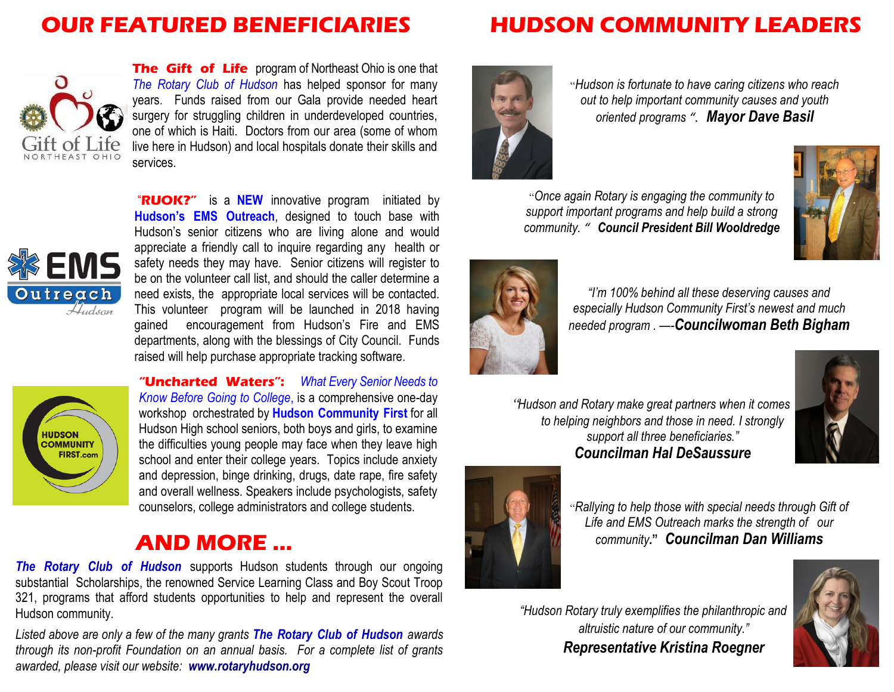# OUR FEATURED BENEFICIARIES

**The Gift of Life** program of Northeast Ohio is one that *The Rotary Club of Hudson* has helped sponsor for many years. Funds raised from our Gala provide needed heart surgery for struggling children in underdeveloped countries, one of which is Haiti. Doctors from our area (some of whom live here in Hudson) and local hospitals donate their skills and services.

"**RUOK?**" is a **NEW** innovative program initiated by **Hudson's EMS Outreach**, designed to touch base with Hudson's senior citizens who are living alone and would appreciate a friendly call to inquire regarding any health or safety needs they may have. Senior citizens will register to be on the volunteer call list, and should the caller determine a need exists, the appropriate local services will be contacted. This volunteer program will be launched in 2018 having gained encouragement from Hudson's Fire and EMS departments, along with the blessings of City Council. Funds raised will help purchase appropriate tracking software.

**"Uncharted Waters":** *What Every Senior Needs to Know Before Going to College*, is a comprehensive one-day workshop orchestrated by **Hudson Community First** for all Hudson High school seniors, both boys and girls, to examine the difficulties young people may face when they leave high school and enter their college years. Topics include anxiety and depression, binge drinking, drugs, date rape, fire safety and overall wellness. Speakers include psychologists, safety counselors, college administrators and college students.

## AND MORE ...

***The Rotary Club of Hudson*** supports Hudson students through our ongoing substantial Scholarships, the renowned Service Learning Class and Boy Scout Troop 321, programs that afford students opportunities to help and represent the overall Hudson community.

*Listed above are only a few of the many grants **The Rotary Club of Hudson** awards through its non-profit Foundation on an annual basis. For a complete list of grants awarded, please visit our website: **www.rotaryhudson.org***

# HUDSON COMMUNITY LEADERS

*"Hudson is fortunate to have caring citizens who reach out to help important community causes and youth oriented programs ".* ***Mayor Dave Basil***

*"Once again Rotary is engaging the community to support important programs and help build a strong community. "* ***Council President Bill Wooldredge***

*"I'm 100% behind all these deserving causes and especially Hudson Community First's newest and much needed program . —-**Councilwoman Beth Bigham***

*"Hudson and Rotary make great partners when it comes to helping neighbors and those in need. I strongly support all three beneficiaries."*
***Councilman Hal DeSaussure***

*"Rallying to help those with special needs through Gift of Life and EMS Outreach marks the strength of our community."* ***Councilman Dan Williams***

*"Hudson Rotary truly exemplifies the philanthropic and altruistic nature of our community."*
***Representative Kristina Roegner***